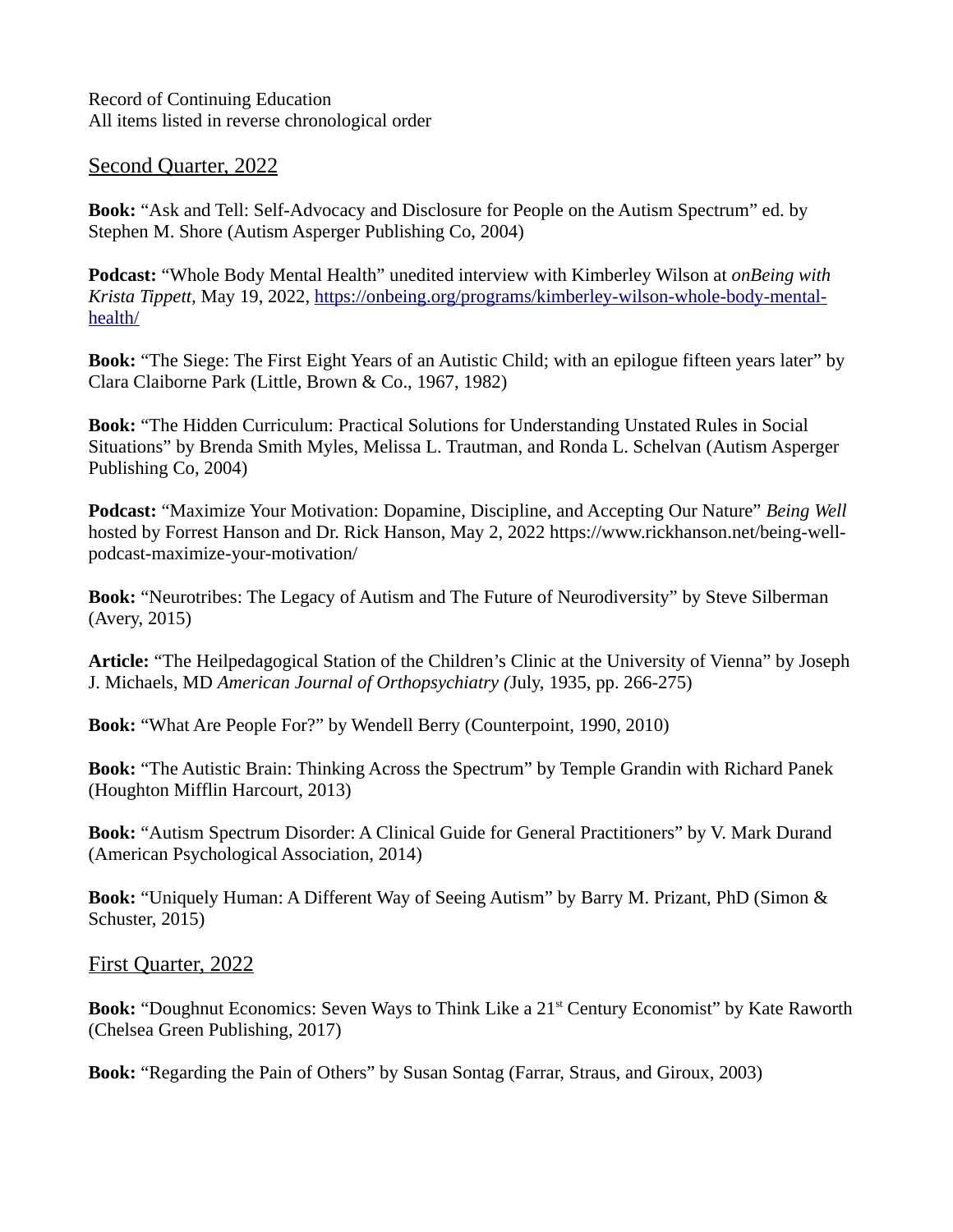Record of Continuing Education
All items listed in reverse chronological order

## Second Quarter, 2022

**Book:** "Ask and Tell: Self-Advocacy and Disclosure for People on the Autism Spectrum" ed. by Stephen M. Shore (Autism Asperger Publishing Co, 2004)

**Podcast:** "Whole Body Mental Health" unedited interview with Kimberley Wilson at *onBeing with Krista Tippett,* May 19, 2022, https://onbeing.org/programs/kimberley-wilson-whole-body-mental-health/

**Book:** "The Siege: The First Eight Years of an Autistic Child; with an epilogue fifteen years later" by Clara Claiborne Park (Little, Brown & Co., 1967, 1982)

**Book:** "The Hidden Curriculum: Practical Solutions for Understanding Unstated Rules in Social Situations" by Brenda Smith Myles, Melissa L. Trautman, and Ronda L. Schelvan (Autism Asperger Publishing Co, 2004)

**Podcast:** "Maximize Your Motivation: Dopamine, Discipline, and Accepting Our Nature" *Being Well* hosted by Forrest Hanson and Dr. Rick Hanson, May 2, 2022 https://www.rickhanson.net/being-well-podcast-maximize-your-motivation/

**Book:** "Neurotribes: The Legacy of Autism and The Future of Neurodiversity" by Steve Silberman (Avery, 2015)

**Article:** "The Heilpedagogical Station of the Children's Clinic at the University of Vienna" by Joseph J. Michaels, MD *American Journal of Orthopsychiatry (*July, 1935, pp. 266-275)

**Book:** "What Are People For?" by Wendell Berry (Counterpoint, 1990, 2010)

**Book:** "The Autistic Brain: Thinking Across the Spectrum" by Temple Grandin with Richard Panek (Houghton Mifflin Harcourt, 2013)

**Book:** "Autism Spectrum Disorder: A Clinical Guide for General Practitioners" by V. Mark Durand (American Psychological Association, 2014)

**Book:** "Uniquely Human: A Different Way of Seeing Autism" by Barry M. Prizant, PhD (Simon & Schuster, 2015)

## First Quarter, 2022

**Book:** "Doughnut Economics: Seven Ways to Think Like a 21st Century Economist" by Kate Raworth (Chelsea Green Publishing, 2017)

**Book:** "Regarding the Pain of Others" by Susan Sontag (Farrar, Straus, and Giroux, 2003)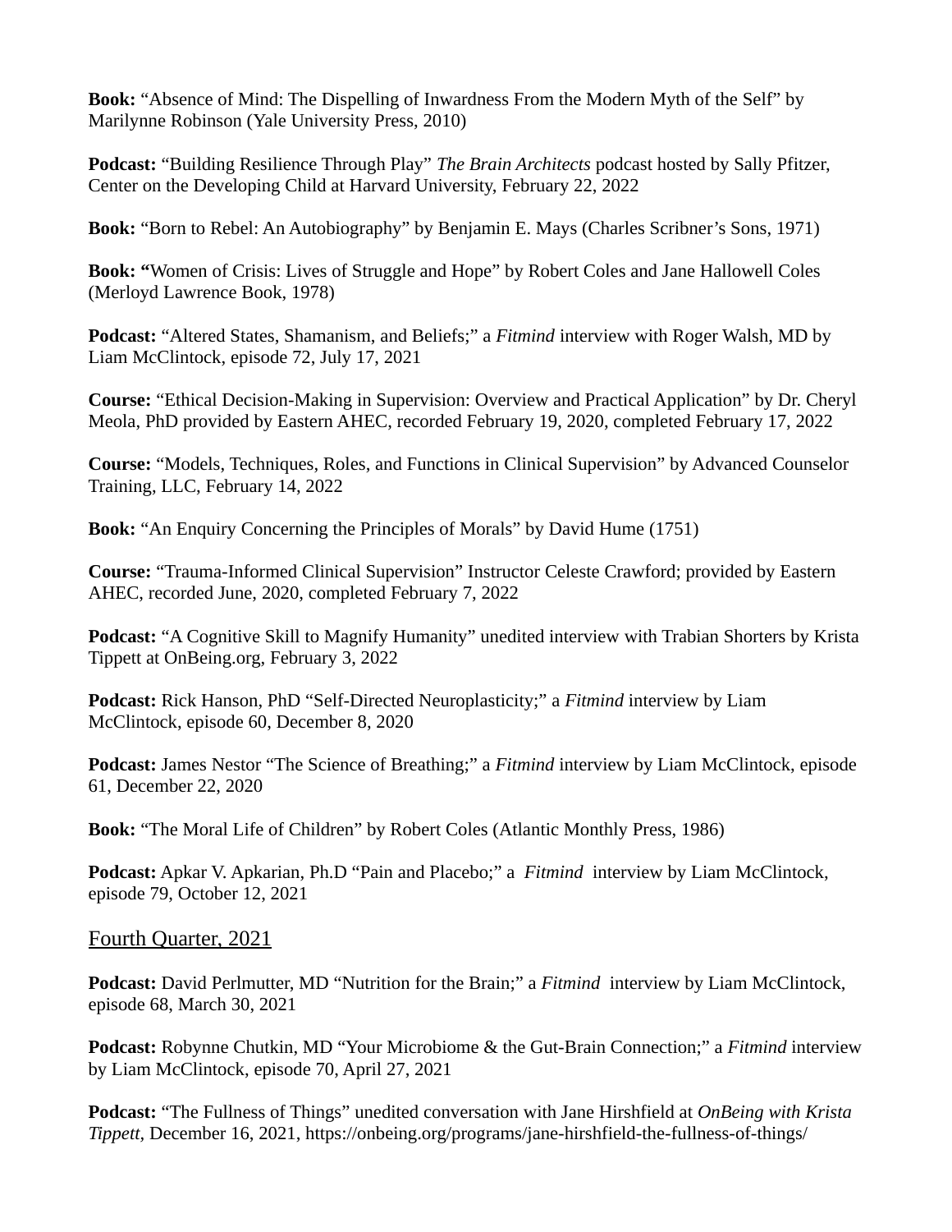**Book:** “Absence of Mind: The Dispelling of Inwardness From the Modern Myth of the Self” by Marilynne Robinson (Yale University Press, 2010)

**Podcast:** “Building Resilience Through Play” *The Brain Architects* podcast hosted by Sally Pfitzer, Center on the Developing Child at Harvard University, February 22, 2022

**Book:** “Born to Rebel: An Autobiography” by Benjamin E. Mays (Charles Scribner’s Sons, 1971)

**Book: “**Women of Crisis: Lives of Struggle and Hope” by Robert Coles and Jane Hallowell Coles (Merloyd Lawrence Book, 1978)

**Podcast:** “Altered States, Shamanism, and Beliefs;” a *Fitmind* interview with Roger Walsh, MD by Liam McClintock, episode 72, July 17, 2021

**Course:** “Ethical Decision-Making in Supervision: Overview and Practical Application” by Dr. Cheryl Meola, PhD provided by Eastern AHEC, recorded February 19, 2020, completed February 17, 2022

**Course:** “Models, Techniques, Roles, and Functions in Clinical Supervision” by Advanced Counselor Training, LLC, February 14, 2022

**Book:** “An Enquiry Concerning the Principles of Morals” by David Hume (1751)

**Course:** “Trauma-Informed Clinical Supervision” Instructor Celeste Crawford; provided by Eastern AHEC, recorded June, 2020, completed February 7, 2022

**Podcast:** “A Cognitive Skill to Magnify Humanity” unedited interview with Trabian Shorters by Krista Tippett at OnBeing.org, February 3, 2022

**Podcast:** Rick Hanson, PhD “Self-Directed Neuroplasticity;” a *Fitmind* interview by Liam McClintock, episode 60, December 8, 2020

**Podcast:** James Nestor “The Science of Breathing;” a *Fitmind* interview by Liam McClintock, episode 61, December 22, 2020

**Book:** “The Moral Life of Children” by Robert Coles (Atlantic Monthly Press, 1986)

**Podcast:** Apkar V. Apkarian, Ph.D “Pain and Placebo;” a *Fitmind* interview by Liam McClintock, episode 79, October 12, 2021

## Fourth Quarter, 2021

**Podcast:** David Perlmutter, MD “Nutrition for the Brain;” a *Fitmind* interview by Liam McClintock, episode 68, March 30, 2021

**Podcast:** Robynne Chutkin, MD “Your Microbiome & the Gut-Brain Connection;” a *Fitmind* interview by Liam McClintock, episode 70, April 27, 2021

**Podcast:** “The Fullness of Things” unedited conversation with Jane Hirshfield at *OnBeing with Krista Tippett*, December 16, 2021, https://onbeing.org/programs/jane-hirshfield-the-fullness-of-things/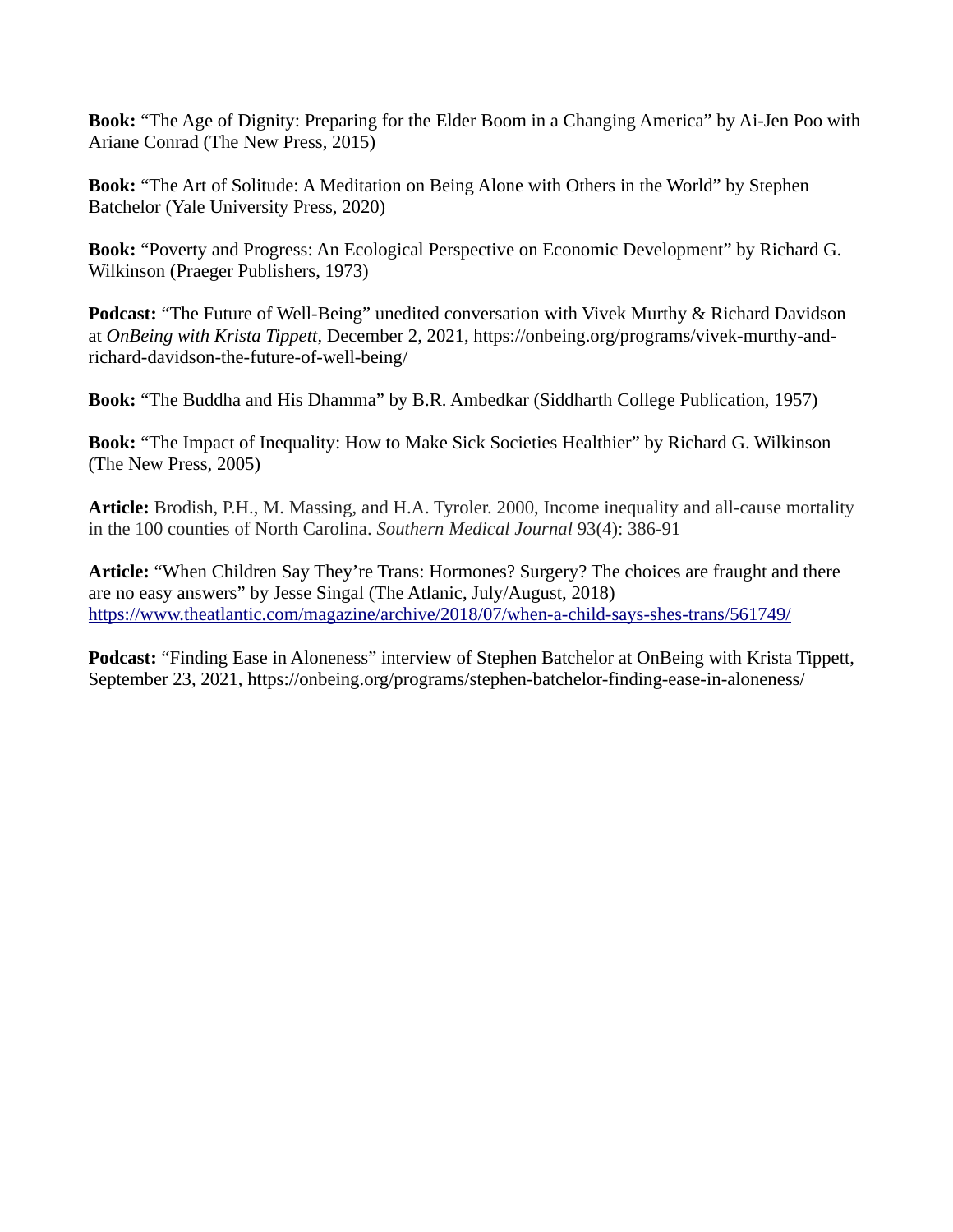**Book:** “The Age of Dignity: Preparing for the Elder Boom in a Changing America” by Ai-Jen Poo with Ariane Conrad (The New Press, 2015)

**Book:** “The Art of Solitude: A Meditation on Being Alone with Others in the World” by Stephen Batchelor (Yale University Press, 2020)

**Book:** “Poverty and Progress: An Ecological Perspective on Economic Development” by Richard G. Wilkinson (Praeger Publishers, 1973)

**Podcast:** “The Future of Well-Being” unedited conversation with Vivek Murthy & Richard Davidson at *OnBeing with Krista Tippett*, December 2, 2021, https://onbeing.org/programs/vivek-murthy-and-richard-davidson-the-future-of-well-being/

**Book:** “The Buddha and His Dhamma” by B.R. Ambedkar (Siddharth College Publication, 1957)

**Book:** “The Impact of Inequality: How to Make Sick Societies Healthier” by Richard G. Wilkinson (The New Press, 2005)

**Article:** Brodish, P.H., M. Massing, and H.A. Tyroler. 2000, Income inequality and all-cause mortality in the 100 counties of North Carolina. *Southern Medical Journal* 93(4): 386-91

**Article:** “When Children Say They’re Trans: Hormones? Surgery? The choices are fraught and there are no easy answers” by Jesse Singal (The Atlantic, July/August, 2018) https://www.theatlantic.com/magazine/archive/2018/07/when-a-child-says-shes-trans/561749/

**Podcast:** “Finding Ease in Aloneness” interview of Stephen Batchelor at OnBeing with Krista Tippett, September 23, 2021, https://onbeing.org/programs/stephen-batchelor-finding-ease-in-aloneness/